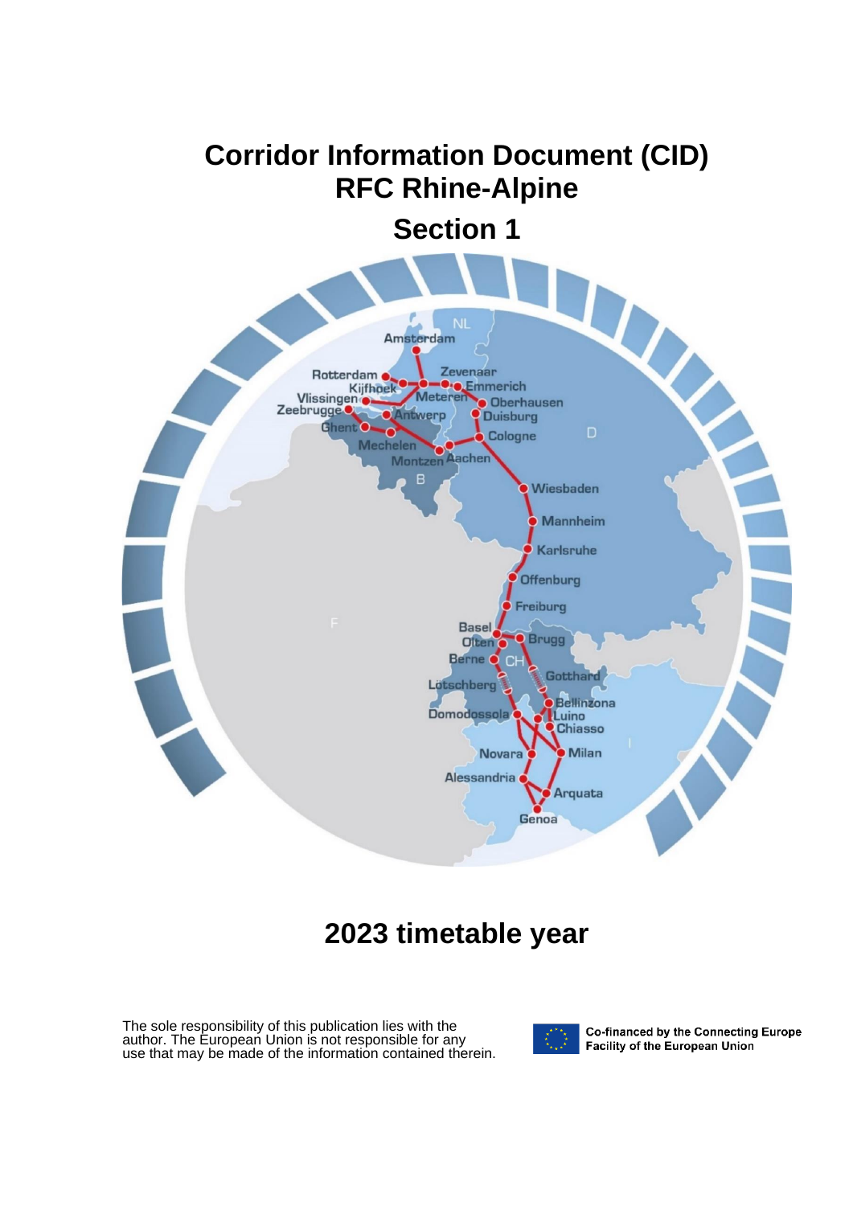# Corridor Information Document (CID)
# RFC Rhine-Alpine

## Section 1

Amsterdam
Rotterdam
Kijfhoek
Zevenaar
Emmerich
Vlissingen
Zeebrugge
Meteren
Oberhausen
Antwerp
Duisburg
Ghent
Cologne
Mechelen
Montzen
Aachen
Wiesbaden
Mannheim
Karlsruhe
Offenburg
Freiburg
Basel
Olten
Brugg
Berne
Gotthard
Lötschberg
Bellinzona
Luino
Domodossola
Chiasso
Novara
Milan
Alessandria
Arquata
Genoa
NL
D
B
F
CH
I

## 2023 timetable year

The sole responsibility of this publication lies with the author. The European Union is not responsible for any use that may be made of the information contained therein.

Co-financed by the Connecting Europe Facility of the European Union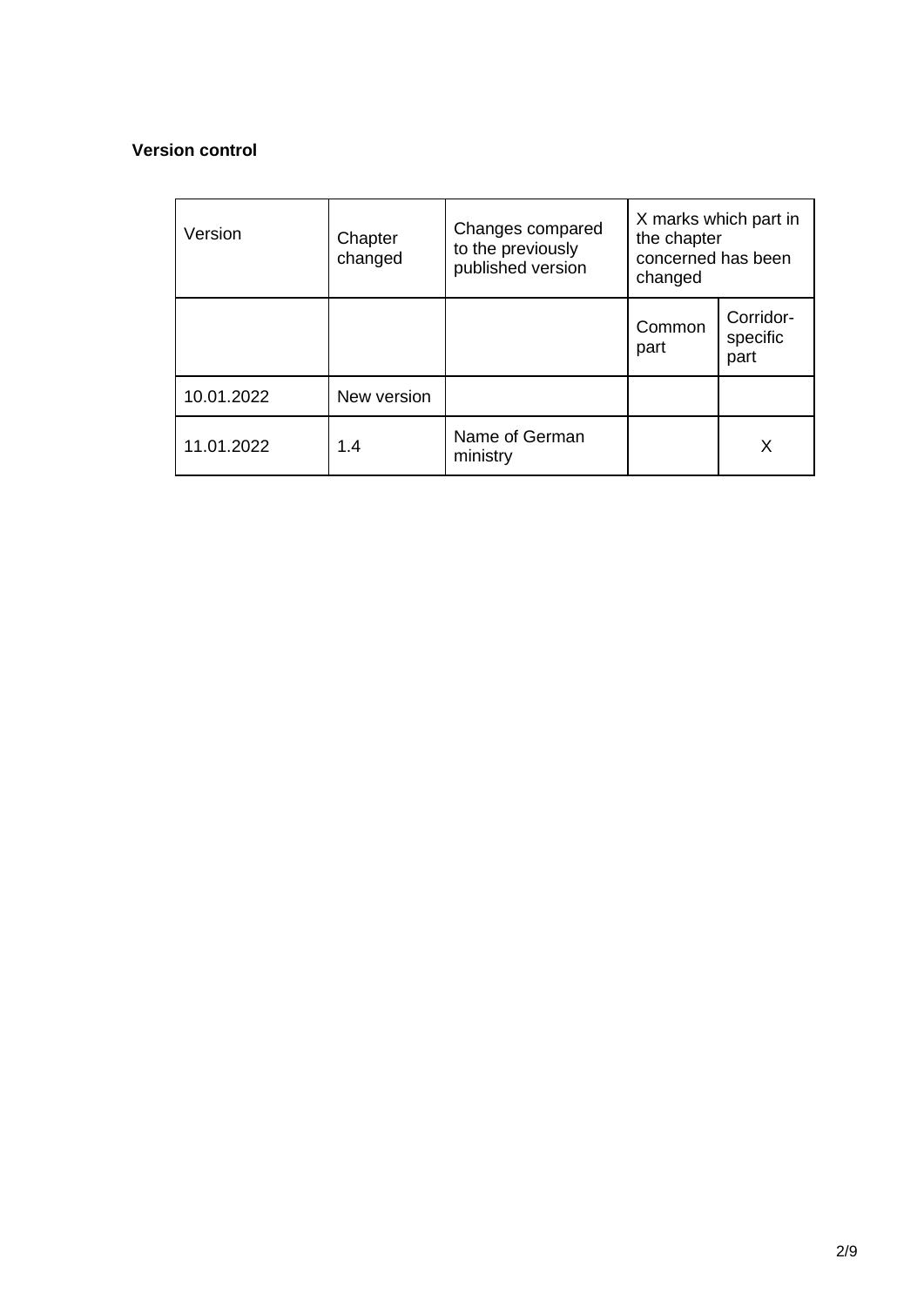**Version control**

| Version | Chapter changed | Changes compared to the previously published version | X marks which part in the chapter concerned has been changed | |
|---|---|---|---|---|
| | | | Common part | Corridor-specific part |
| 10.01.2022 | New version | | | |
| 11.01.2022 | 1.4 | Name of German ministry | | X |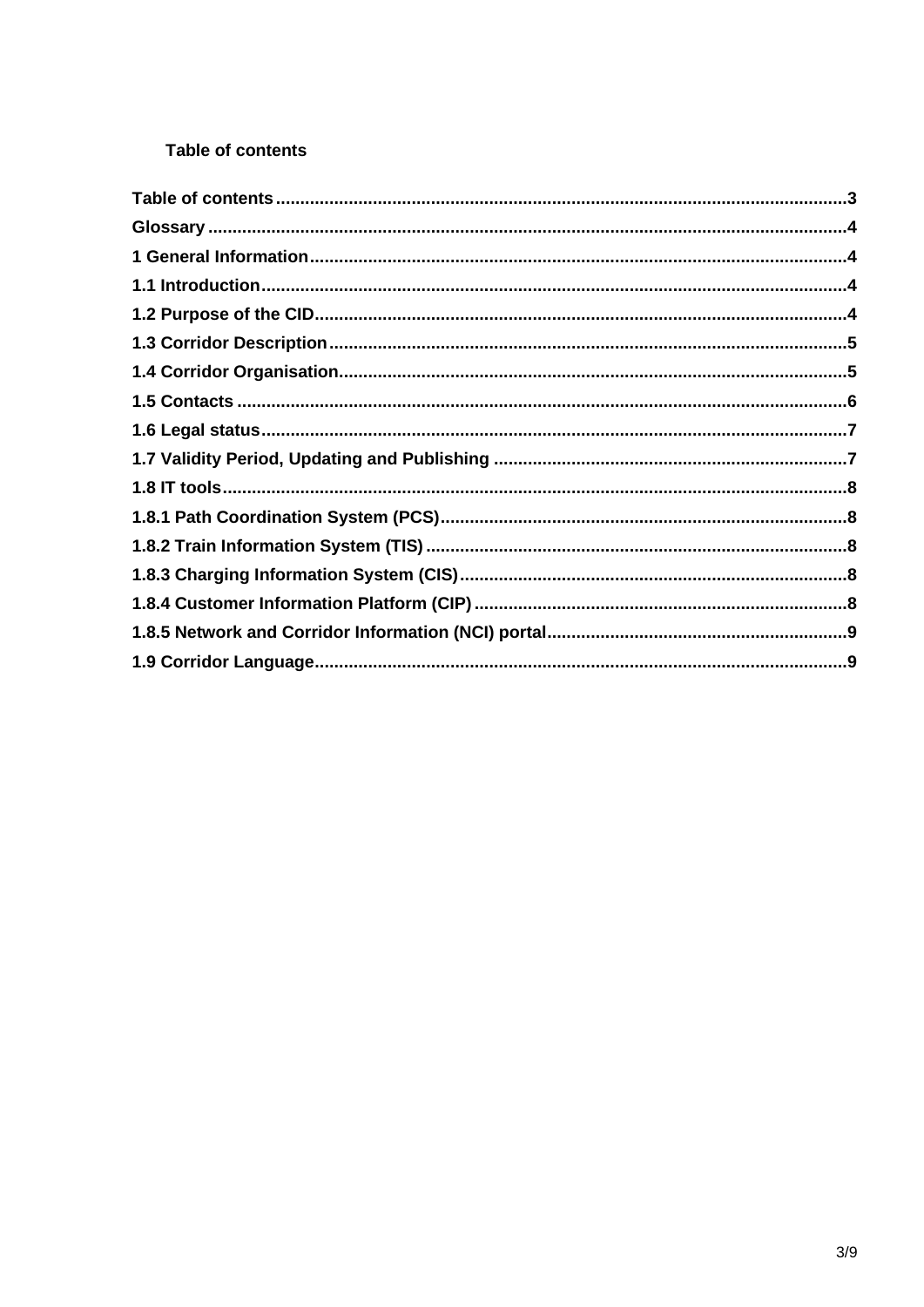## Table of contents

Table of contents ......................................................................................................3
Glossary ......................................................................................................................4
1 General Information..................................................................................................4
1.1 Introduction..............................................................................................................4
1.2 Purpose of the CID...................................................................................................4
1.3 Corridor Description.................................................................................................5
1.4 Corridor Organisation...............................................................................................5
1.5 Contacts ..................................................................................................................6
1.6 Legal status.............................................................................................................7
1.7 Validity Period, Updating and Publishing ................................................................7
1.8 IT tools.....................................................................................................................8
1.8.1 Path Coordination System (PCS)..........................................................................8
1.8.2 Train Information System (TIS) .............................................................................8
1.8.3 Charging Information System (CIS)........................................................................8
1.8.4 Customer Information Platform (CIP) .....................................................................8
1.8.5 Network and Corridor Information (NCI) portal.......................................................9
1.9 Corridor Language....................................................................................................9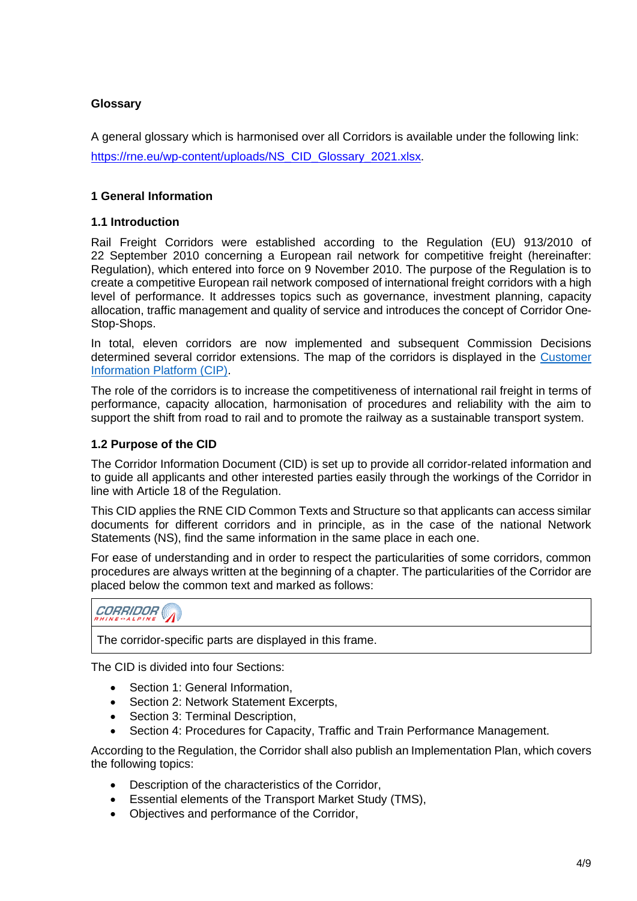**Glossary**

A general glossary which is harmonised over all Corridors is available under the following link: https://rne.eu/wp-content/uploads/NS_CID_Glossary_2021.xlsx.

# 1 General Information

## 1.1 Introduction

Rail Freight Corridors were established according to the Regulation (EU) 913/2010 of 22 September 2010 concerning a European rail network for competitive freight (hereinafter: Regulation), which entered into force on 9 November 2010. The purpose of the Regulation is to create a competitive European rail network composed of international freight corridors with a high level of performance. It addresses topics such as governance, investment planning, capacity allocation, traffic management and quality of service and introduces the concept of Corridor One-Stop-Shops.

In total, eleven corridors are now implemented and subsequent Commission Decisions determined several corridor extensions. The map of the corridors is displayed in the Customer Information Platform (CIP).

The role of the corridors is to increase the competitiveness of international rail freight in terms of performance, capacity allocation, harmonisation of procedures and reliability with the aim to support the shift from road to rail and to promote the railway as a sustainable transport system.

## 1.2 Purpose of the CID

The Corridor Information Document (CID) is set up to provide all corridor-related information and to guide all applicants and other interested parties easily through the workings of the Corridor in line with Article 18 of the Regulation.

This CID applies the RNE CID Common Texts and Structure so that applicants can access similar documents for different corridors and in principle, as in the case of the national Network Statements (NS), find the same information in the same place in each one.

For ease of understanding and in order to respect the particularities of some corridors, common procedures are always written at the beginning of a chapter. The particularities of the Corridor are placed below the common text and marked as follows:

| CORRIDOR RHINE-ALPINE |
| --- |
| The corridor-specific parts are displayed in this frame. |

The CID is divided into four Sections:

- Section 1: General Information,
- Section 2: Network Statement Excerpts,
- Section 3: Terminal Description,
- Section 4: Procedures for Capacity, Traffic and Train Performance Management.

According to the Regulation, the Corridor shall also publish an Implementation Plan, which covers the following topics:

- Description of the characteristics of the Corridor,
- Essential elements of the Transport Market Study (TMS),
- Objectives and performance of the Corridor,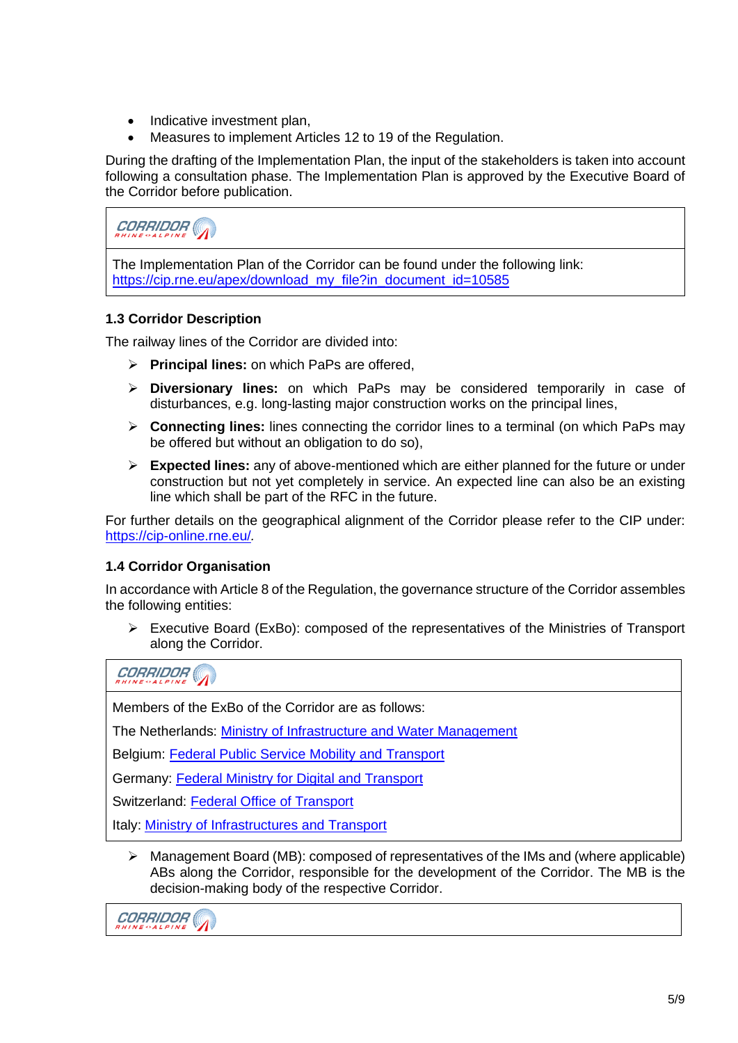- Indicative investment plan,
- Measures to implement Articles 12 to 19 of the Regulation.

During the drafting of the Implementation Plan, the input of the stakeholders is taken into account following a consultation phase. The Implementation Plan is approved by the Executive Board of the Corridor before publication.

| CORRIDOR RHINE-ALPINE |
| --- |
| The Implementation Plan of the Corridor can be found under the following link: https://cip.rne.eu/apex/download_my_file?in_document_id=10585 |

### 1.3 Corridor Description

The railway lines of the Corridor are divided into:

- **Principal lines:** on which PaPs are offered,
- **Diversionary lines:** on which PaPs may be considered temporarily in case of disturbances, e.g. long-lasting major construction works on the principal lines,
- **Connecting lines:** lines connecting the corridor lines to a terminal (on which PaPs may be offered but without an obligation to do so),
- **Expected lines:** any of above-mentioned which are either planned for the future or under construction but not yet completely in service. An expected line can also be an existing line which shall be part of the RFC in the future.

For further details on the geographical alignment of the Corridor please refer to the CIP under: https://cip-online.rne.eu/.

### 1.4 Corridor Organisation

In accordance with Article 8 of the Regulation, the governance structure of the Corridor assembles the following entities:

- Executive Board (ExBo): composed of the representatives of the Ministries of Transport along the Corridor.

| CORRIDOR RHINE-ALPINE |
| --- |
| Members of the ExBo of the Corridor are as follows: |
| The Netherlands: Ministry of Infrastructure and Water Management |
| Belgium: Federal Public Service Mobility and Transport |
| Germany: Federal Ministry for Digital and Transport |
| Switzerland: Federal Office of Transport |
| Italy: Ministry of Infrastructures and Transport |

- Management Board (MB): composed of representatives of the IMs and (where applicable) ABs along the Corridor, responsible for the development of the Corridor. The MB is the decision-making body of the respective Corridor.

| CORRIDOR RHINE-ALPINE |
| --- |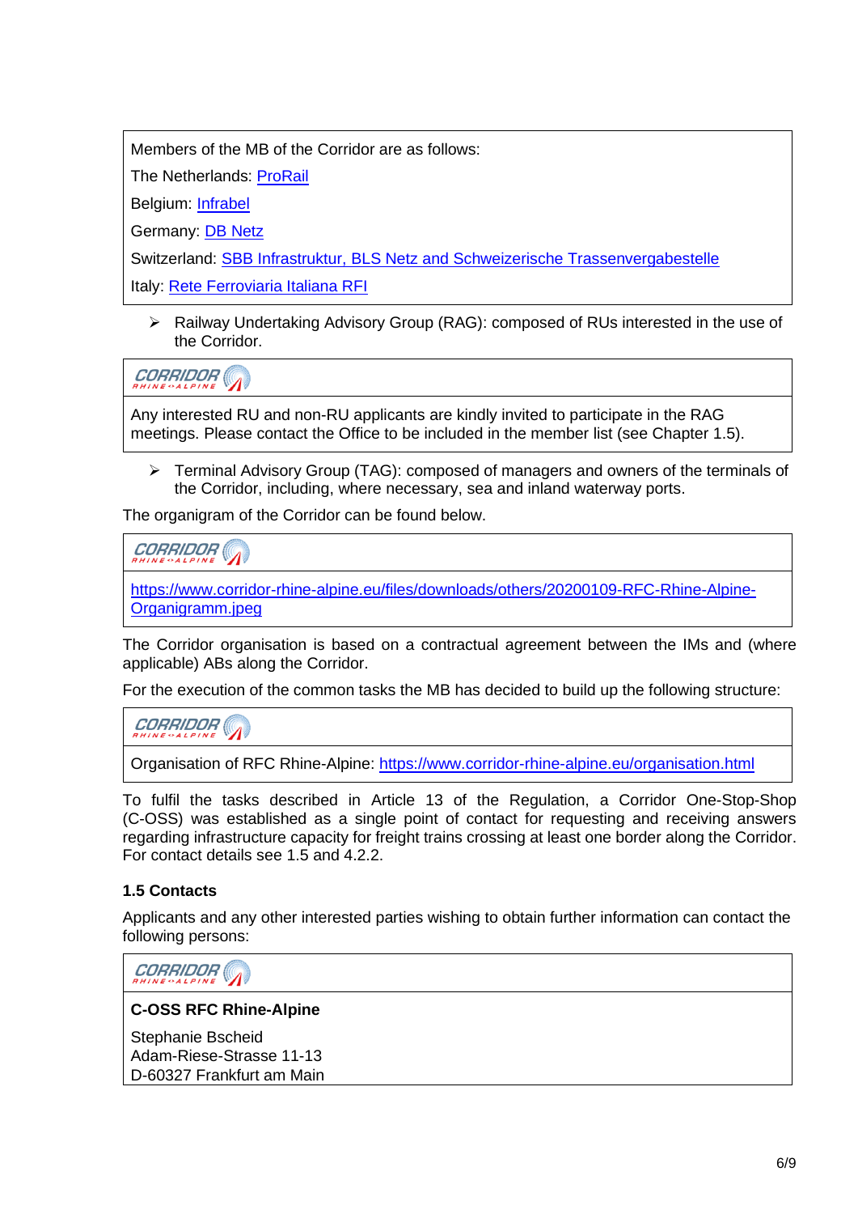Members of the MB of the Corridor are as follows:

The Netherlands: ProRail

Belgium: Infrabel

Germany: DB Netz

Switzerland: SBB Infrastruktur, BLS Netz and Schweizerische Trassenvergabestelle

Italy: Rete Ferroviaria Italiana RFI

- Railway Undertaking Advisory Group (RAG): composed of RUs interested in the use of the Corridor.

Any interested RU and non-RU applicants are kindly invited to participate in the RAG meetings. Please contact the Office to be included in the member list (see Chapter 1.5).

- Terminal Advisory Group (TAG): composed of managers and owners of the terminals of the Corridor, including, where necessary, sea and inland waterway ports.

The organigram of the Corridor can be found below.

https://www.corridor-rhine-alpine.eu/files/downloads/others/20200109-RFC-Rhine-Alpine-Organigramm.jpeg

The Corridor organisation is based on a contractual agreement between the IMs and (where applicable) ABs along the Corridor.

For the execution of the common tasks the MB has decided to build up the following structure:

Organisation of RFC Rhine-Alpine: https://www.corridor-rhine-alpine.eu/organisation.html

To fulfil the tasks described in Article 13 of the Regulation, a Corridor One-Stop-Shop (C-OSS) was established as a single point of contact for requesting and receiving answers regarding infrastructure capacity for freight trains crossing at least one border along the Corridor. For contact details see 1.5 and 4.2.2.

### 1.5 Contacts

Applicants and any other interested parties wishing to obtain further information can contact the following persons:

**C-OSS RFC Rhine-Alpine**

Stephanie Bscheid
Adam-Riese-Strasse 11-13
D-60327 Frankfurt am Main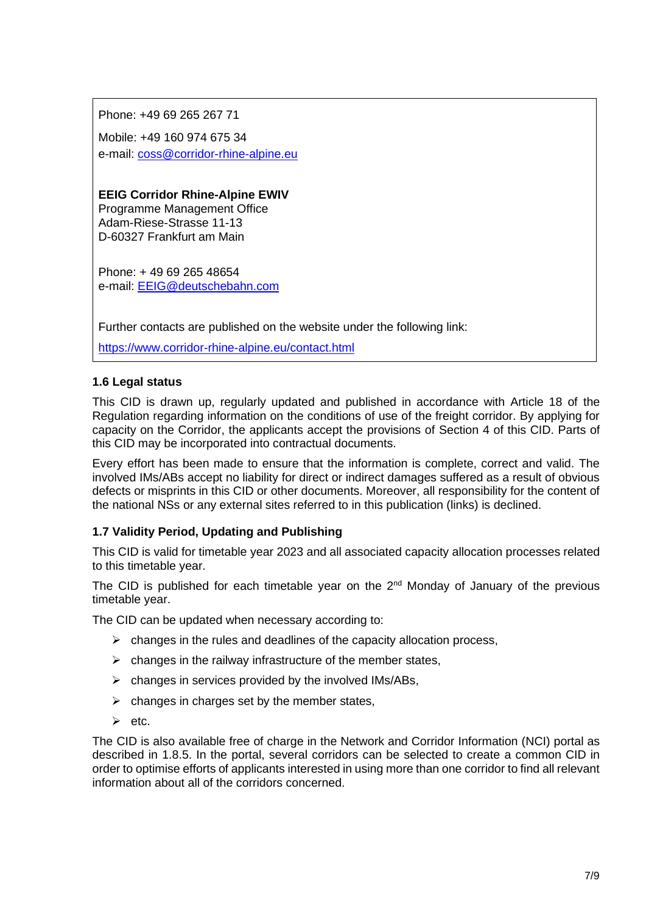Phone: +49 69 265 267 71

Mobile: +49 160 974 675 34
e-mail: coss@corridor-rhine-alpine.eu

**EEIG Corridor Rhine-Alpine EWIV**
Programme Management Office
Adam-Riese-Strasse 11-13
D-60327 Frankfurt am Main

Phone: + 49 69 265 48654
e-mail: EEIG@deutschebahn.com

Further contacts are published on the website under the following link:

https://www.corridor-rhine-alpine.eu/contact.html

### 1.6 Legal status

This CID is drawn up, regularly updated and published in accordance with Article 18 of the Regulation regarding information on the conditions of use of the freight corridor. By applying for capacity on the Corridor, the applicants accept the provisions of Section 4 of this CID. Parts of this CID may be incorporated into contractual documents.

Every effort has been made to ensure that the information is complete, correct and valid. The involved IMs/ABs accept no liability for direct or indirect damages suffered as a result of obvious defects or misprints in this CID or other documents. Moreover, all responsibility for the content of the national NSs or any external sites referred to in this publication (links) is declined.

### 1.7 Validity Period, Updating and Publishing

This CID is valid for timetable year 2023 and all associated capacity allocation processes related to this timetable year.

The CID is published for each timetable year on the 2nd Monday of January of the previous timetable year.

The CID can be updated when necessary according to:

- changes in the rules and deadlines of the capacity allocation process,
- changes in the railway infrastructure of the member states,
- changes in services provided by the involved IMs/ABs,
- changes in charges set by the member states,
- etc.

The CID is also available free of charge in the Network and Corridor Information (NCI) portal as described in 1.8.5. In the portal, several corridors can be selected to create a common CID in order to optimise efforts of applicants interested in using more than one corridor to find all relevant information about all of the corridors concerned.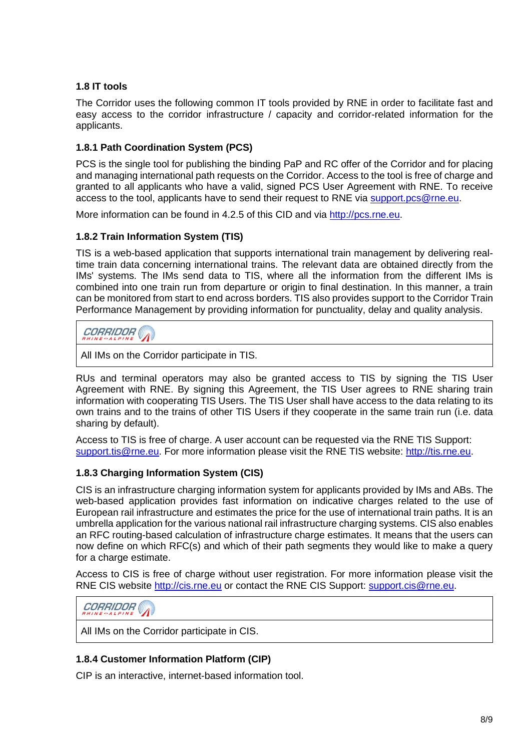### 1.8 IT tools

The Corridor uses the following common IT tools provided by RNE in order to facilitate fast and easy access to the corridor infrastructure / capacity and corridor-related information for the applicants.

#### 1.8.1 Path Coordination System (PCS)

PCS is the single tool for publishing the binding PaP and RC offer of the Corridor and for placing and managing international path requests on the Corridor. Access to the tool is free of charge and granted to all applicants who have a valid, signed PCS User Agreement with RNE. To receive access to the tool, applicants have to send their request to RNE via support.pcs@rne.eu.

More information can be found in 4.2.5 of this CID and via http://pcs.rne.eu.

#### 1.8.2 Train Information System (TIS)

TIS is a web-based application that supports international train management by delivering real-time train data concerning international trains. The relevant data are obtained directly from the IMs' systems. The IMs send data to TIS, where all the information from the different IMs is combined into one train run from departure or origin to final destination. In this manner, a train can be monitored from start to end across borders. TIS also provides support to the Corridor Train Performance Management by providing information for punctuality, delay and quality analysis.

| CORRIDOR RHINE-ALPINE |
|---|
| All IMs on the Corridor participate in TIS. |

RUs and terminal operators may also be granted access to TIS by signing the TIS User Agreement with RNE. By signing this Agreement, the TIS User agrees to RNE sharing train information with cooperating TIS Users. The TIS User shall have access to the data relating to its own trains and to the trains of other TIS Users if they cooperate in the same train run (i.e. data sharing by default).

Access to TIS is free of charge. A user account can be requested via the RNE TIS Support: support.tis@rne.eu. For more information please visit the RNE TIS website: http://tis.rne.eu.

#### 1.8.3 Charging Information System (CIS)

CIS is an infrastructure charging information system for applicants provided by IMs and ABs. The web-based application provides fast information on indicative charges related to the use of European rail infrastructure and estimates the price for the use of international train paths. It is an umbrella application for the various national rail infrastructure charging systems. CIS also enables an RFC routing-based calculation of infrastructure charge estimates. It means that the users can now define on which RFC(s) and which of their path segments they would like to make a query for a charge estimate.

Access to CIS is free of charge without user registration. For more information please visit the RNE CIS website http://cis.rne.eu or contact the RNE CIS Support: support.cis@rne.eu.

| CORRIDOR RHINE-ALPINE |
|---|
| All IMs on the Corridor participate in CIS. |

#### 1.8.4 Customer Information Platform (CIP)

CIP is an interactive, internet-based information tool.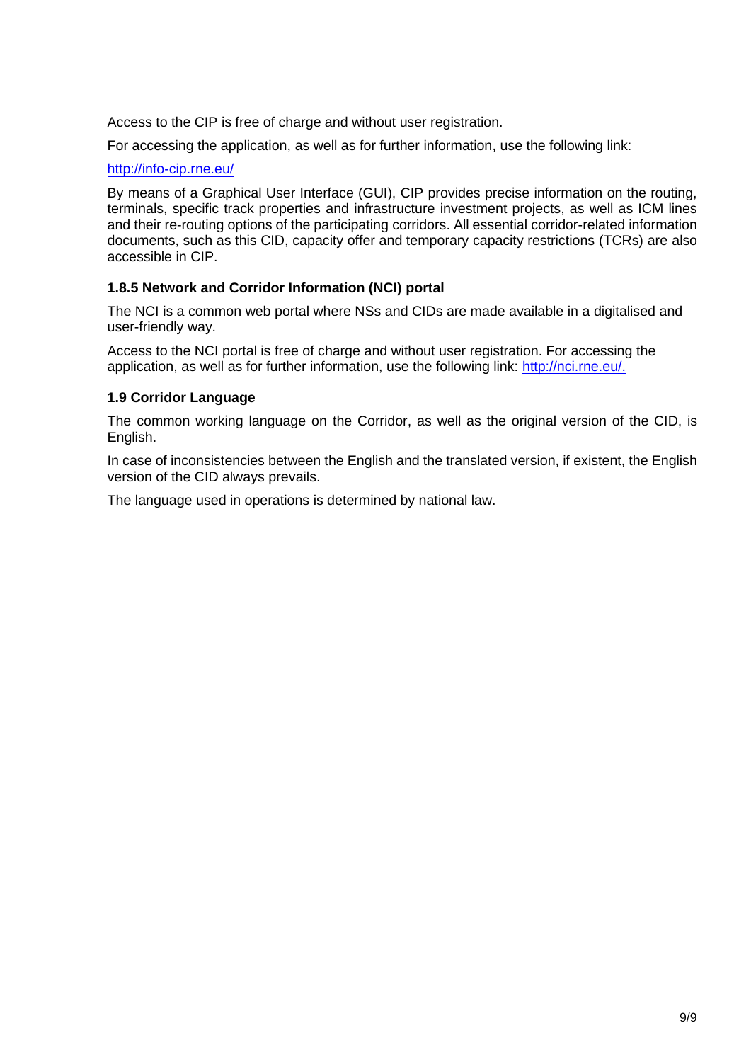Access to the CIP is free of charge and without user registration.

For accessing the application, as well as for further information, use the following link:

http://info-cip.rne.eu/

By means of a Graphical User Interface (GUI), CIP provides precise information on the routing, terminals, specific track properties and infrastructure investment projects, as well as ICM lines and their re-routing options of the participating corridors. All essential corridor-related information documents, such as this CID, capacity offer and temporary capacity restrictions (TCRs) are also accessible in CIP.

### 1.8.5 Network and Corridor Information (NCI) portal

The NCI is a common web portal where NSs and CIDs are made available in a digitalised and user-friendly way.

Access to the NCI portal is free of charge and without user registration. For accessing the application, as well as for further information, use the following link: http://nci.rne.eu/.

## 1.9 Corridor Language

The common working language on the Corridor, as well as the original version of the CID, is English.

In case of inconsistencies between the English and the translated version, if existent, the English version of the CID always prevails.

The language used in operations is determined by national law.